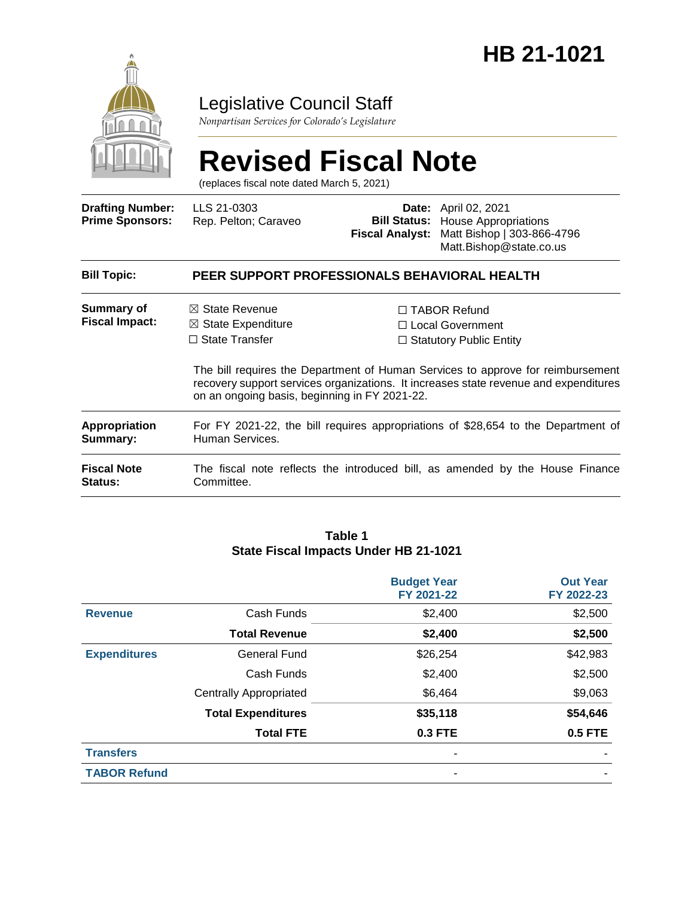# HB 21-1021

## Legislative Council Staff

*Nonpartisan Services for Colorado's Legislature*

# Revised Fiscal Note

(replaces fiscal note dated March 5, 2021)

| | | | |
|---|---|---|---|
| **Drafting Number:** | LLS 21-0303 | **Date:** | April 02, 2021 |
| **Prime Sponsors:** | Rep. Pelton; Caraveo | **Bill Status:** | House Appropriations |
| | | **Fiscal Analyst:** | Matt Bishop \| 303-866-4796<br>Matt.Bishop@state.co.us |

| | |
|---|---|
| **Bill Topic:** | **PEER SUPPORT PROFESSIONALS BEHAVIORAL HEALTH** |
| **Summary of Fiscal Impact:** | ☒ State Revenue ☒ State Expenditure ☐ State Transfer ☐ TABOR Refund ☐ Local Government ☐ Statutory Public Entity<br><br>The bill requires the Department of Human Services to approve for reimbursement recovery support services organizations. It increases state revenue and expenditures on an ongoing basis, beginning in FY 2021-22. |
| **Appropriation Summary:** | For FY 2021-22, the bill requires appropriations of $28,654 to the Department of Human Services. |
| **Fiscal Note Status:** | The fiscal note reflects the introduced bill, as amended by the House Finance Committee. |

**Table 1**
**State Fiscal Impacts Under HB 21-1021**

| | | Budget Year FY 2021-22 | Out Year FY 2022-23 |
|---|---|---|---|
| **Revenue** | Cash Funds | $2,400 | $2,500 |
| | **Total Revenue** | **$2,400** | **$2,500** |
| **Expenditures** | General Fund | $26,254 | $42,983 |
| | Cash Funds | $2,400 | $2,500 |
| | Centrally Appropriated | $6,464 | $9,063 |
| | **Total Expenditures** | **$35,118** | **$54,646** |
| | **Total FTE** | **0.3 FTE** | **0.5 FTE** |
| **Transfers** | | - | - |
| **TABOR Refund** | | - | - |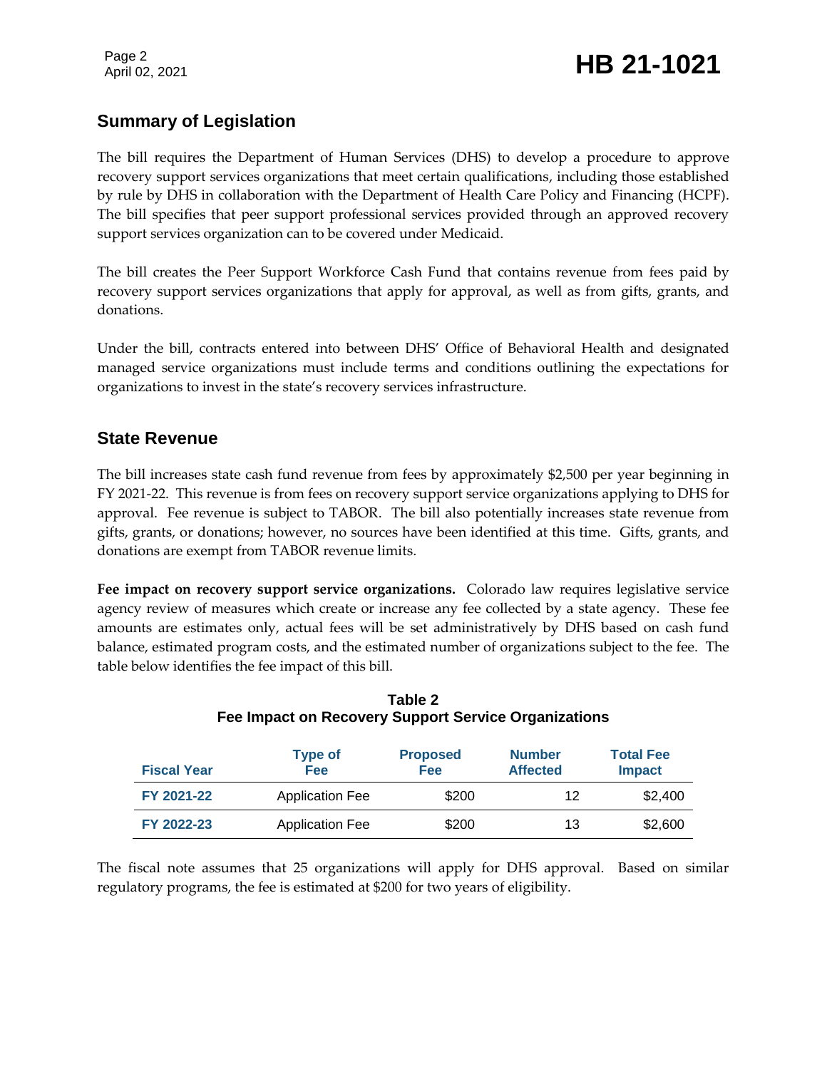## Summary of Legislation

The bill requires the Department of Human Services (DHS) to develop a procedure to approve recovery support services organizations that meet certain qualifications, including those established by rule by DHS in collaboration with the Department of Health Care Policy and Financing (HCPF). The bill specifies that peer support professional services provided through an approved recovery support services organization can to be covered under Medicaid.

The bill creates the Peer Support Workforce Cash Fund that contains revenue from fees paid by recovery support services organizations that apply for approval, as well as from gifts, grants, and donations.

Under the bill, contracts entered into between DHS' Office of Behavioral Health and designated managed service organizations must include terms and conditions outlining the expectations for organizations to invest in the state's recovery services infrastructure.

## State Revenue

The bill increases state cash fund revenue from fees by approximately $2,500 per year beginning in FY 2021-22. This revenue is from fees on recovery support service organizations applying to DHS for approval. Fee revenue is subject to TABOR. The bill also potentially increases state revenue from gifts, grants, or donations; however, no sources have been identified at this time. Gifts, grants, and donations are exempt from TABOR revenue limits.

**Fee impact on recovery support service organizations.** Colorado law requires legislative service agency review of measures which create or increase any fee collected by a state agency. These fee amounts are estimates only, actual fees will be set administratively by DHS based on cash fund balance, estimated program costs, and the estimated number of organizations subject to the fee. The table below identifies the fee impact of this bill.

**Table 2**
**Fee Impact on Recovery Support Service Organizations**

| Fiscal Year | Type of Fee | Proposed Fee | Number Affected | Total Fee Impact |
|---|---|---|---|---|
| FY 2021-22 | Application Fee | $200 | 12 | $2,400 |
| FY 2022-23 | Application Fee | $200 | 13 | $2,600 |

The fiscal note assumes that 25 organizations will apply for DHS approval. Based on similar regulatory programs, the fee is estimated at $200 for two years of eligibility.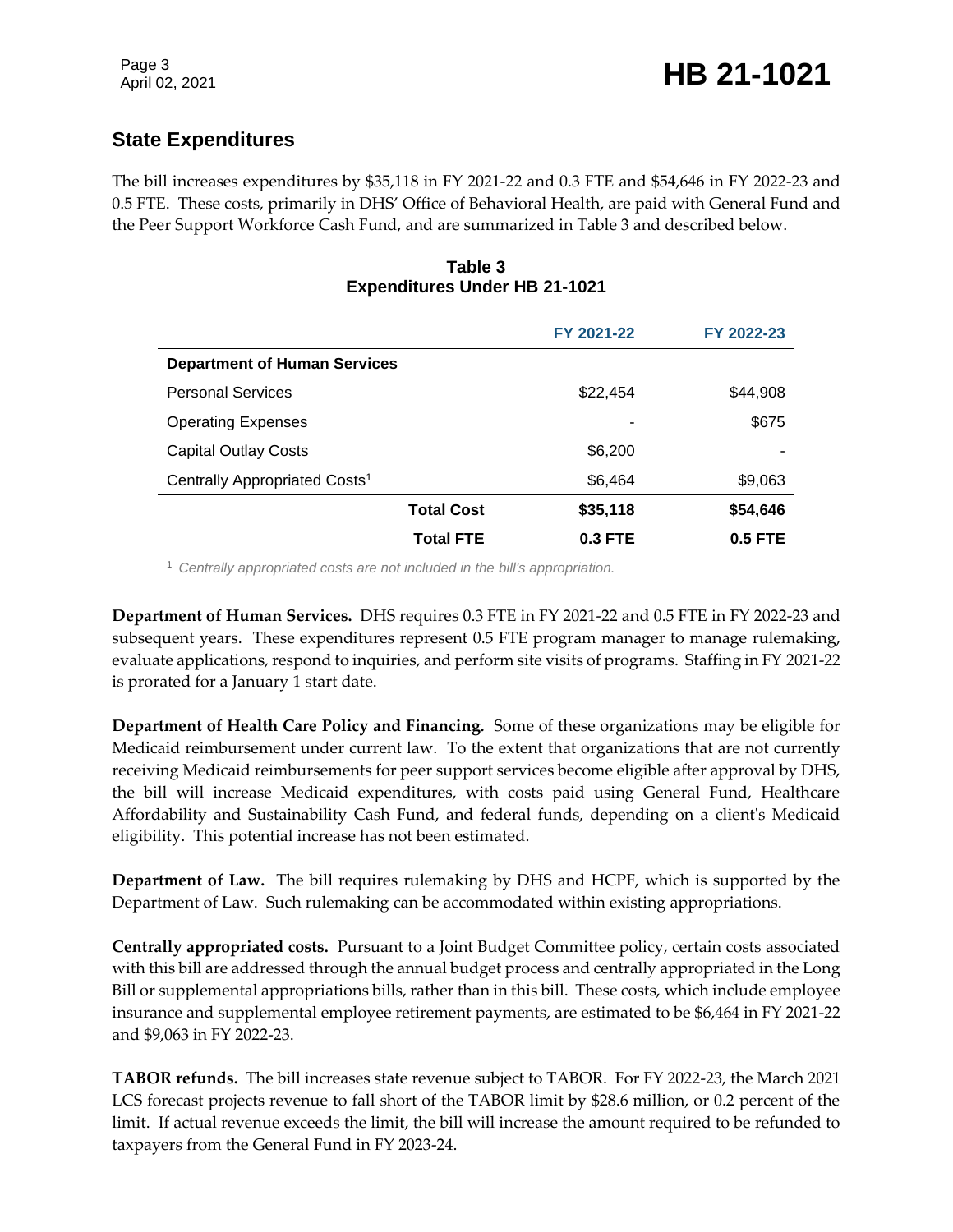## State Expenditures

The bill increases expenditures by $35,118 in FY 2021-22 and 0.3 FTE and $54,646 in FY 2022-23 and 0.5 FTE. These costs, primarily in DHS' Office of Behavioral Health, are paid with General Fund and the Peer Support Workforce Cash Fund, and are summarized in Table 3 and described below.

**Table 3**
**Expenditures Under HB 21-1021**

| | FY 2021-22 | FY 2022-23 |
|---|---|---|
| **Department of Human Services** | | |
| Personal Services | $22,454 | $44,908 |
| Operating Expenses | - | $675 |
| Capital Outlay Costs | $6,200 | - |
| Centrally Appropriated Costs[1] | $6,464 | $9,063 |
| **Total Cost** | **$35,118** | **$54,646** |
| **Total FTE** | **0.3 FTE** | **0.5 FTE** |

[1] *Centrally appropriated costs are not included in the bill's appropriation.*

**Department of Human Services.** DHS requires 0.3 FTE in FY 2021-22 and 0.5 FTE in FY 2022-23 and subsequent years. These expenditures represent 0.5 FTE program manager to manage rulemaking, evaluate applications, respond to inquiries, and perform site visits of programs. Staffing in FY 2021-22 is prorated for a January 1 start date.

**Department of Health Care Policy and Financing.** Some of these organizations may be eligible for Medicaid reimbursement under current law. To the extent that organizations that are not currently receiving Medicaid reimbursements for peer support services become eligible after approval by DHS, the bill will increase Medicaid expenditures, with costs paid using General Fund, Healthcare Affordability and Sustainability Cash Fund, and federal funds, depending on a client's Medicaid eligibility. This potential increase has not been estimated.

**Department of Law.** The bill requires rulemaking by DHS and HCPF, which is supported by the Department of Law. Such rulemaking can be accommodated within existing appropriations.

**Centrally appropriated costs.** Pursuant to a Joint Budget Committee policy, certain costs associated with this bill are addressed through the annual budget process and centrally appropriated in the Long Bill or supplemental appropriations bills, rather than in this bill. These costs, which include employee insurance and supplemental employee retirement payments, are estimated to be $6,464 in FY 2021-22 and $9,063 in FY 2022-23.

**TABOR refunds.** The bill increases state revenue subject to TABOR. For FY 2022-23, the March 2021 LCS forecast projects revenue to fall short of the TABOR limit by $28.6 million, or 0.2 percent of the limit. If actual revenue exceeds the limit, the bill will increase the amount required to be refunded to taxpayers from the General Fund in FY 2023-24.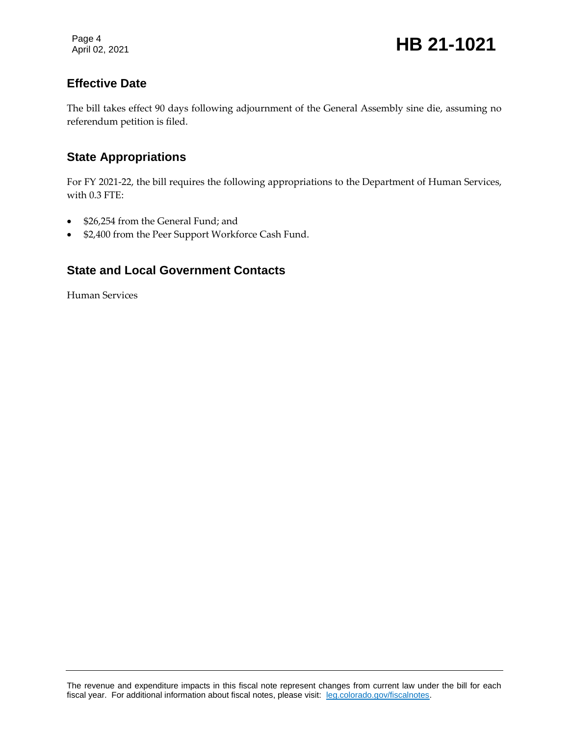## Effective Date

The bill takes effect 90 days following adjournment of the General Assembly sine die, assuming no referendum petition is filed.

## State Appropriations

For FY 2021-22, the bill requires the following appropriations to the Department of Human Services, with 0.3 FTE:

- $26,254 from the General Fund; and
- $2,400 from the Peer Support Workforce Cash Fund.

## State and Local Government Contacts

Human Services

The revenue and expenditure impacts in this fiscal note represent changes from current law under the bill for each fiscal year. For additional information about fiscal notes, please visit: leg.colorado.gov/fiscalnotes.